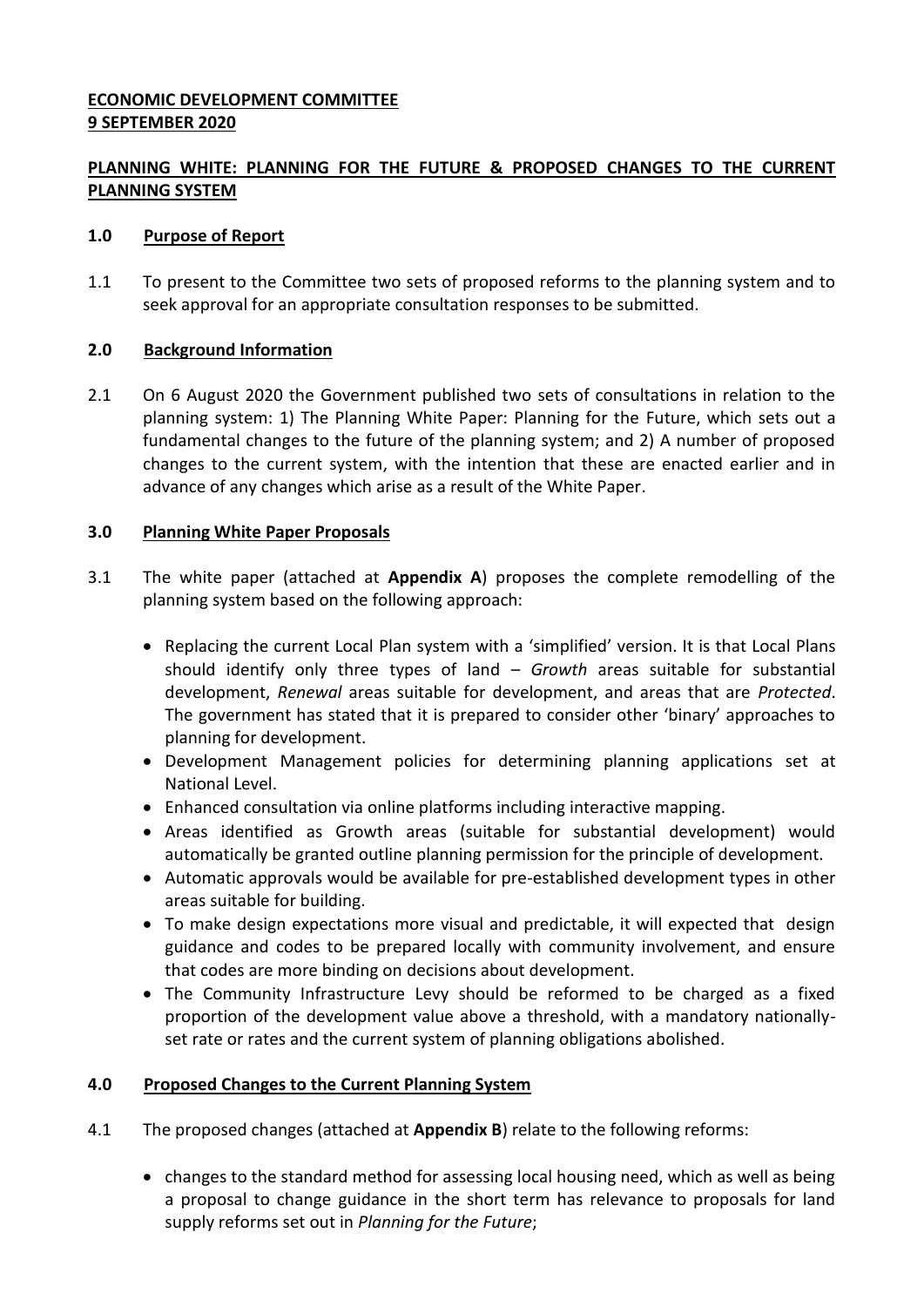**ECONOMIC DEVELOPMENT COMMITTEE**
**9 SEPTEMBER 2020**

**PLANNING WHITE: PLANNING FOR THE FUTURE & PROPOSED CHANGES TO THE CURRENT PLANNING SYSTEM**

## 1.0 Purpose of Report

1.1 To present to the Committee two sets of proposed reforms to the planning system and to seek approval for an appropriate consultation responses to be submitted.

## 2.0 Background Information

2.1 On 6 August 2020 the Government published two sets of consultations in relation to the planning system: 1) The Planning White Paper: Planning for the Future, which sets out a fundamental changes to the future of the planning system; and 2) A number of proposed changes to the current system, with the intention that these are enacted earlier and in advance of any changes which arise as a result of the White Paper.

## 3.0 Planning White Paper Proposals

3.1 The white paper (attached at **Appendix A**) proposes the complete remodelling of the planning system based on the following approach:

- Replacing the current Local Plan system with a 'simplified' version. It is that Local Plans should identify only three types of land – *Growth* areas suitable for substantial development, *Renewal* areas suitable for development, and areas that are *Protected*. The government has stated that it is prepared to consider other 'binary' approaches to planning for development.
- Development Management policies for determining planning applications set at National Level.
- Enhanced consultation via online platforms including interactive mapping.
- Areas identified as Growth areas (suitable for substantial development) would automatically be granted outline planning permission for the principle of development.
- Automatic approvals would be available for pre-established development types in other areas suitable for building.
- To make design expectations more visual and predictable, it will expected that design guidance and codes to be prepared locally with community involvement, and ensure that codes are more binding on decisions about development.
- The Community Infrastructure Levy should be reformed to be charged as a fixed proportion of the development value above a threshold, with a mandatory nationally-set rate or rates and the current system of planning obligations abolished.

## 4.0 Proposed Changes to the Current Planning System

4.1 The proposed changes (attached at **Appendix B**) relate to the following reforms:

- changes to the standard method for assessing local housing need, which as well as being a proposal to change guidance in the short term has relevance to proposals for land supply reforms set out in *Planning for the Future*;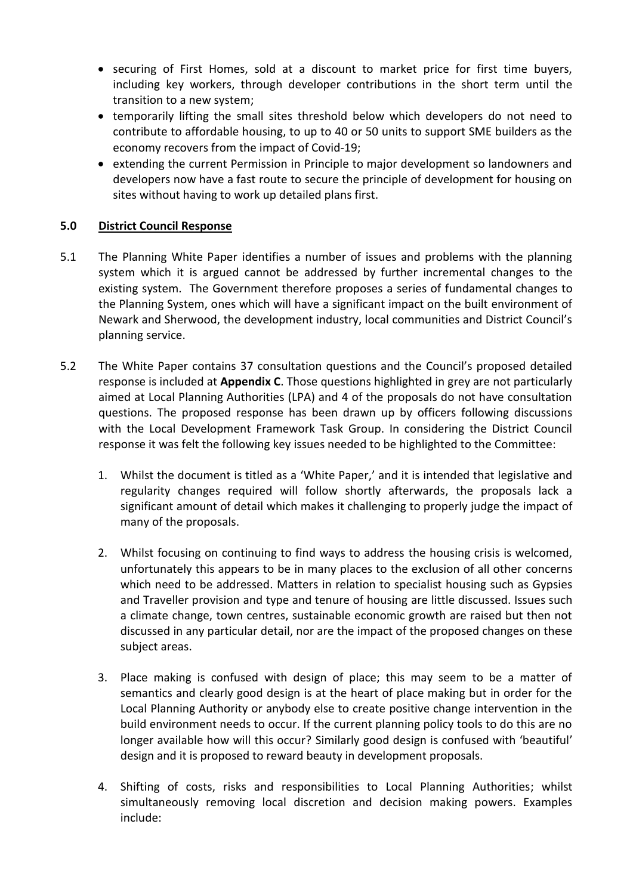- securing of First Homes, sold at a discount to market price for first time buyers, including key workers, through developer contributions in the short term until the transition to a new system;
- temporarily lifting the small sites threshold below which developers do not need to contribute to affordable housing, to up to 40 or 50 units to support SME builders as the economy recovers from the impact of Covid-19;
- extending the current Permission in Principle to major development so landowners and developers now have a fast route to secure the principle of development for housing on sites without having to work up detailed plans first.

## 5.0 District Council Response

5.1 The Planning White Paper identifies a number of issues and problems with the planning system which it is argued cannot be addressed by further incremental changes to the existing system. The Government therefore proposes a series of fundamental changes to the Planning System, ones which will have a significant impact on the built environment of Newark and Sherwood, the development industry, local communities and District Council's planning service.

5.2 The White Paper contains 37 consultation questions and the Council's proposed detailed response is included at **Appendix C**. Those questions highlighted in grey are not particularly aimed at Local Planning Authorities (LPA) and 4 of the proposals do not have consultation questions. The proposed response has been drawn up by officers following discussions with the Local Development Framework Task Group. In considering the District Council response it was felt the following key issues needed to be highlighted to the Committee:

1. Whilst the document is titled as a 'White Paper,' and it is intended that legislative and regularity changes required will follow shortly afterwards, the proposals lack a significant amount of detail which makes it challenging to properly judge the impact of many of the proposals.

2. Whilst focusing on continuing to find ways to address the housing crisis is welcomed, unfortunately this appears to be in many places to the exclusion of all other concerns which need to be addressed. Matters in relation to specialist housing such as Gypsies and Traveller provision and type and tenure of housing are little discussed. Issues such a climate change, town centres, sustainable economic growth are raised but then not discussed in any particular detail, nor are the impact of the proposed changes on these subject areas.

3. Place making is confused with design of place; this may seem to be a matter of semantics and clearly good design is at the heart of place making but in order for the Local Planning Authority or anybody else to create positive change intervention in the build environment needs to occur. If the current planning policy tools to do this are no longer available how will this occur? Similarly good design is confused with 'beautiful' design and it is proposed to reward beauty in development proposals.

4. Shifting of costs, risks and responsibilities to Local Planning Authorities; whilst simultaneously removing local discretion and decision making powers. Examples include: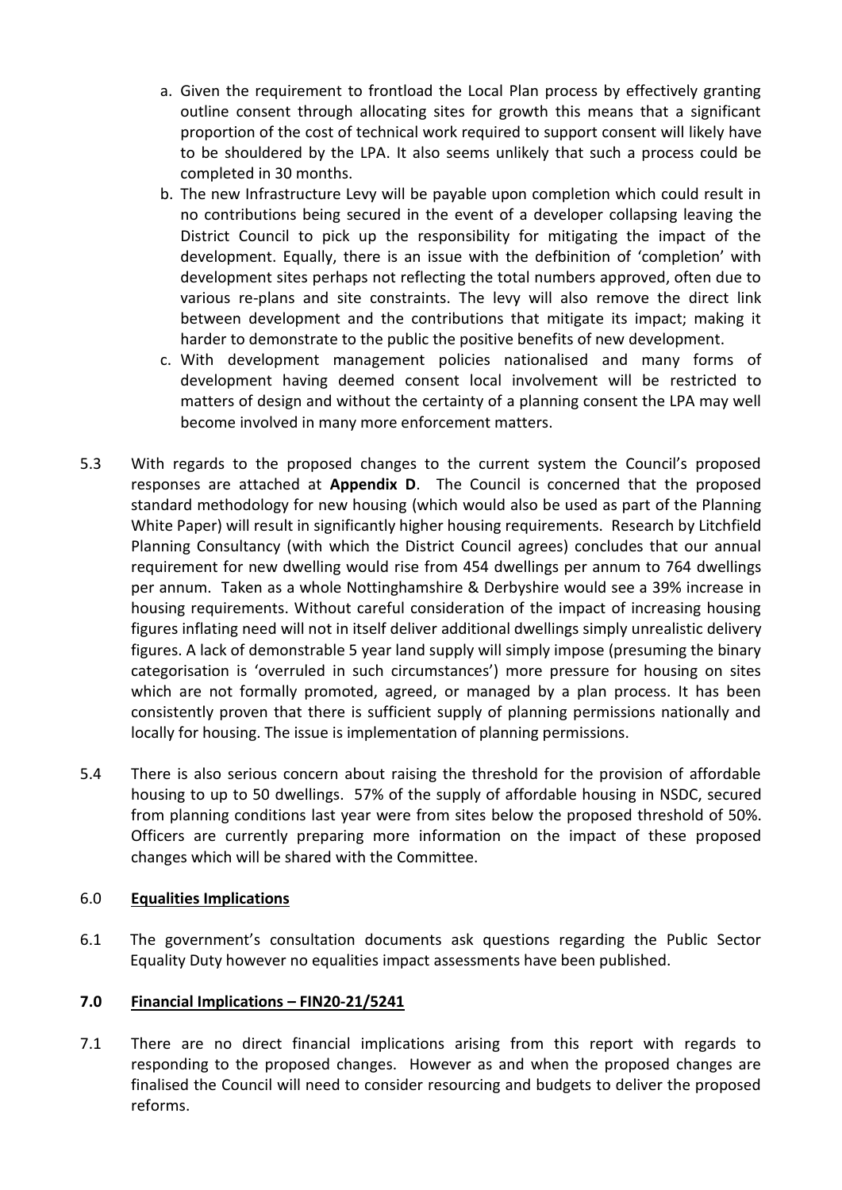a. Given the requirement to frontload the Local Plan process by effectively granting outline consent through allocating sites for growth this means that a significant proportion of the cost of technical work required to support consent will likely have to be shouldered by the LPA. It also seems unlikely that such a process could be completed in 30 months.

b. The new Infrastructure Levy will be payable upon completion which could result in no contributions being secured in the event of a developer collapsing leaving the District Council to pick up the responsibility for mitigating the impact of the development. Equally, there is an issue with the defbinition of 'completion' with development sites perhaps not reflecting the total numbers approved, often due to various re-plans and site constraints. The levy will also remove the direct link between development and the contributions that mitigate its impact; making it harder to demonstrate to the public the positive benefits of new development.

c. With development management policies nationalised and many forms of development having deemed consent local involvement will be restricted to matters of design and without the certainty of a planning consent the LPA may well become involved in many more enforcement matters.

5.3 With regards to the proposed changes to the current system the Council's proposed responses are attached at **Appendix D**. The Council is concerned that the proposed standard methodology for new housing (which would also be used as part of the Planning White Paper) will result in significantly higher housing requirements. Research by Litchfield Planning Consultancy (with which the District Council agrees) concludes that our annual requirement for new dwelling would rise from 454 dwellings per annum to 764 dwellings per annum. Taken as a whole Nottinghamshire & Derbyshire would see a 39% increase in housing requirements. Without careful consideration of the impact of increasing housing figures inflating need will not in itself deliver additional dwellings simply unrealistic delivery figures. A lack of demonstrable 5 year land supply will simply impose (presuming the binary categorisation is 'overruled in such circumstances') more pressure for housing on sites which are not formally promoted, agreed, or managed by a plan process. It has been consistently proven that there is sufficient supply of planning permissions nationally and locally for housing. The issue is implementation of planning permissions.

5.4 There is also serious concern about raising the threshold for the provision of affordable housing to up to 50 dwellings. 57% of the supply of affordable housing in NSDC, secured from planning conditions last year were from sites below the proposed threshold of 50%. Officers are currently preparing more information on the impact of these proposed changes which will be shared with the Committee.

## 6.0 Equalities Implications

6.1 The government's consultation documents ask questions regarding the Public Sector Equality Duty however no equalities impact assessments have been published.

## 7.0 Financial Implications – FIN20-21/5241

7.1 There are no direct financial implications arising from this report with regards to responding to the proposed changes. However as and when the proposed changes are finalised the Council will need to consider resourcing and budgets to deliver the proposed reforms.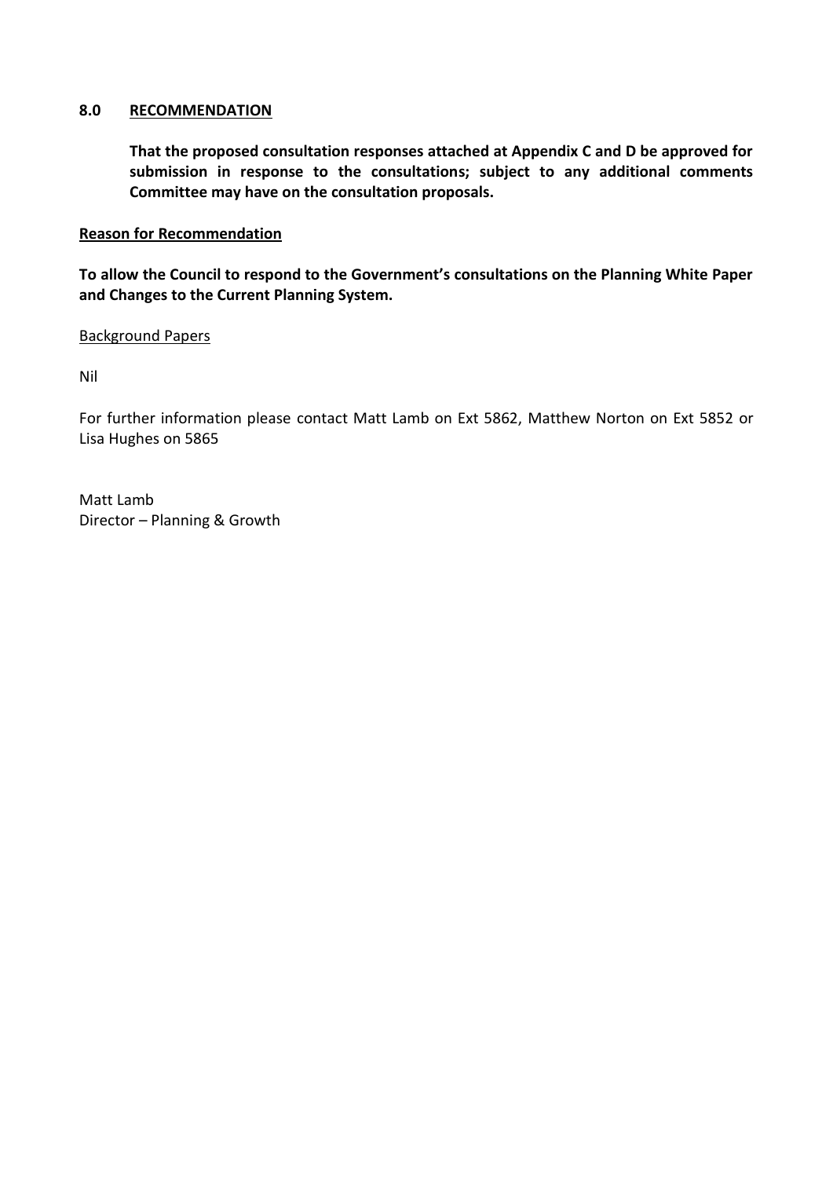## 8.0 RECOMMENDATION

**That the proposed consultation responses attached at Appendix C and D be approved for submission in response to the consultations; subject to any additional comments Committee may have on the consultation proposals.**

**Reason for Recommendation**

**To allow the Council to respond to the Government's consultations on the Planning White Paper and Changes to the Current Planning System.**

Background Papers

Nil

For further information please contact Matt Lamb on Ext 5862, Matthew Norton on Ext 5852 or Lisa Hughes on 5865

Matt Lamb
Director – Planning & Growth